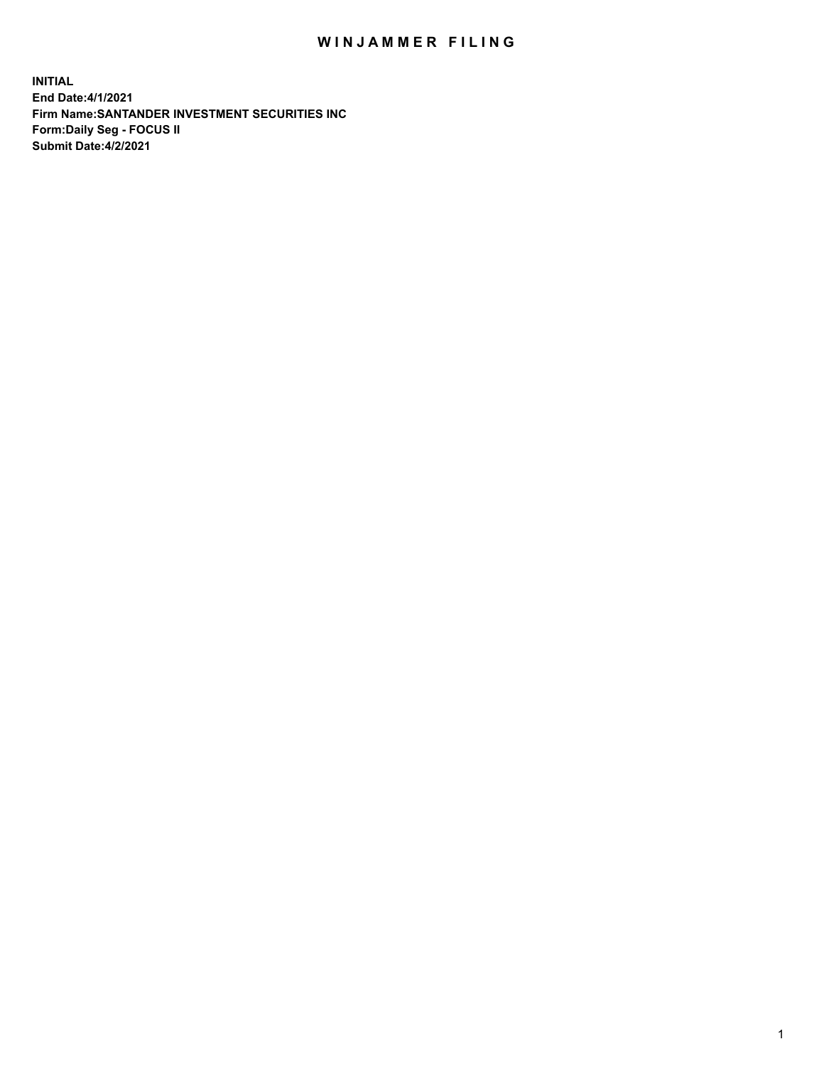# WINJAMMER FILING

**INITIAL**
**End Date:4/1/2021**
**Firm Name:SANTANDER INVESTMENT SECURITIES INC**
**Form:Daily Seg - FOCUS II**
**Submit Date:4/2/2021**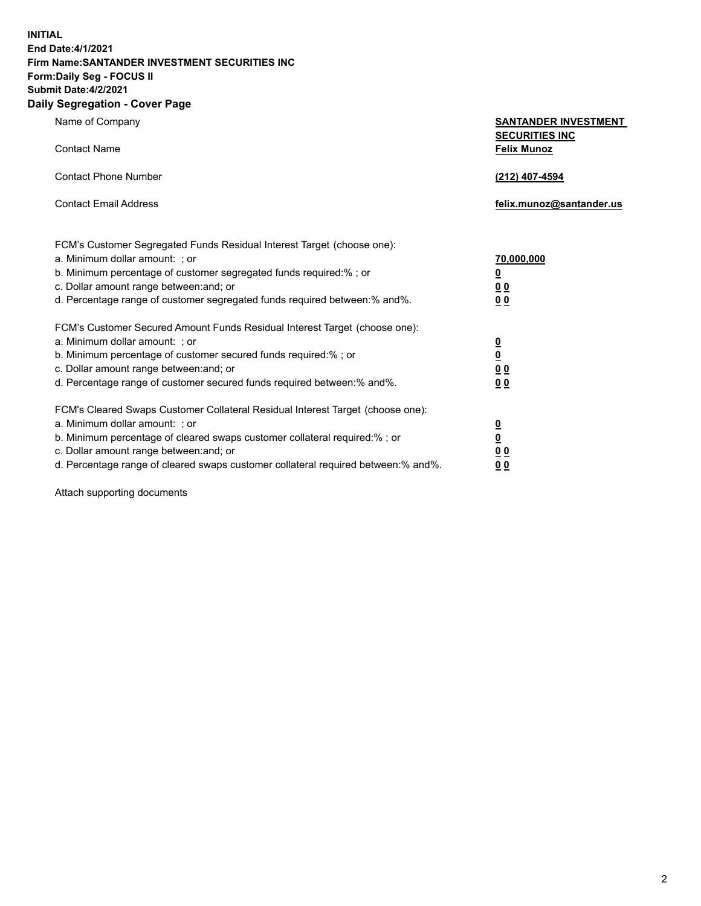**INITIAL**
**End Date:4/1/2021**
**Firm Name:SANTANDER INVESTMENT SECURITIES INC**
**Form:Daily Seg - FOCUS II**
**Submit Date:4/2/2021**

## Daily Segregation - Cover Page

| | |
|---|---|
| Name of Company | **SANTANDER INVESTMENT SECURITIES INC** |
| Contact Name | **Felix Munoz** |
| Contact Phone Number | **(212) 407-4594** |
| Contact Email Address | **felix.munoz@santander.us** |

| | |
|---|---|
| FCM's Customer Segregated Funds Residual Interest Target (choose one): | |
| a. Minimum dollar amount: ; or | **70,000,000** |
| b. Minimum percentage of customer segregated funds required:% ; or | **0** |
| c. Dollar amount range between:and; or | **0 0** |
| d. Percentage range of customer segregated funds required between:% and%. | **0 0** |
| FCM's Customer Secured Amount Funds Residual Interest Target (choose one): | |
| a. Minimum dollar amount: ; or | **0** |
| b. Minimum percentage of customer secured funds required:% ; or | **0** |
| c. Dollar amount range between:and; or | **0 0** |
| d. Percentage range of customer secured funds required between:% and%. | **0 0** |
| FCM's Cleared Swaps Customer Collateral Residual Interest Target (choose one): | |
| a. Minimum dollar amount: ; or | **0** |
| b. Minimum percentage of cleared swaps customer collateral required:% ; or | **0** |
| c. Dollar amount range between:and; or | **0 0** |
| d. Percentage range of cleared swaps customer collateral required between:% and%. | **0 0** |

Attach supporting documents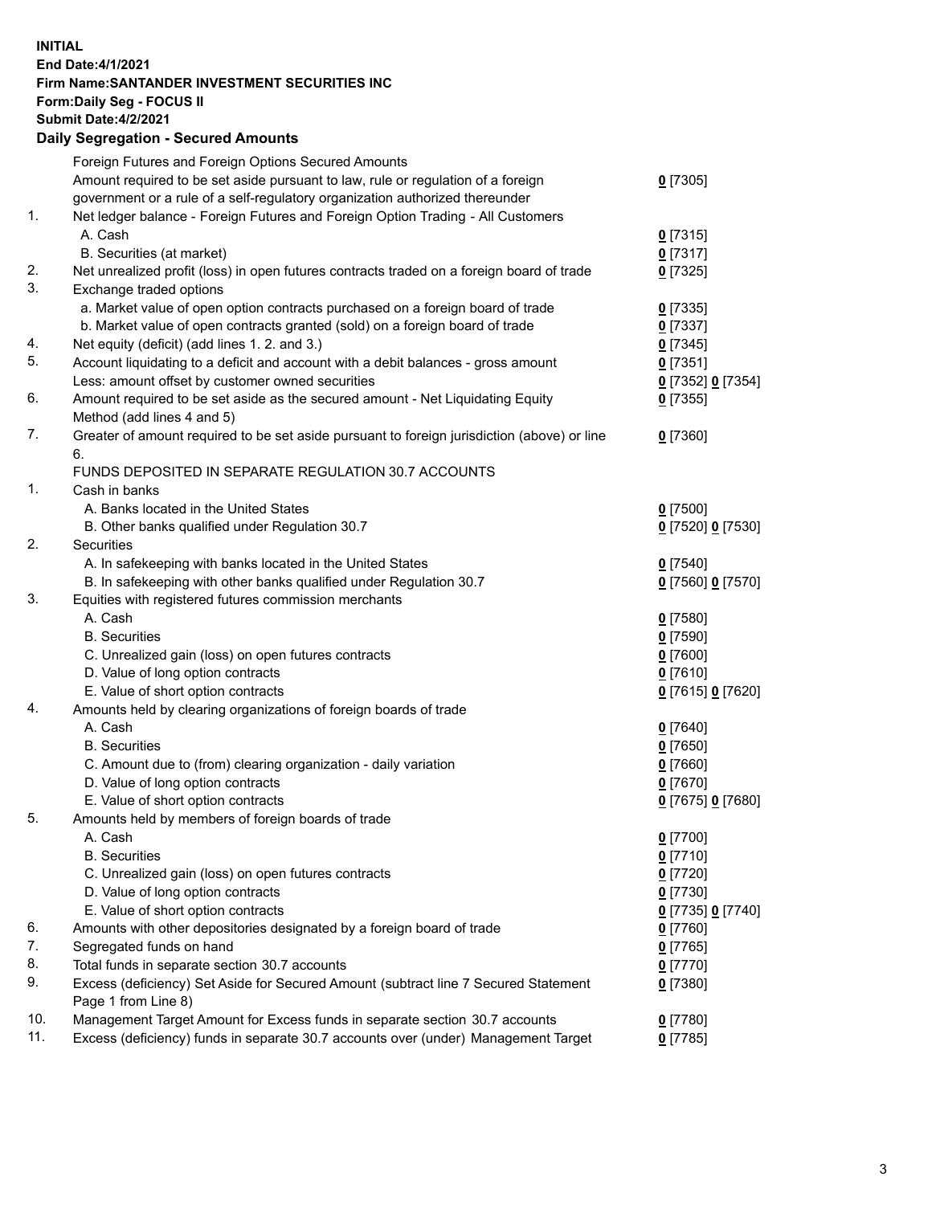**INITIAL**
**End Date:4/1/2021**
**Firm Name:SANTANDER INVESTMENT SECURITIES INC**
**Form:Daily Seg - FOCUS II**
**Submit Date:4/2/2021**

## Daily Segregation - Secured Amounts

| | | |
|---|---|---|
| | Foreign Futures and Foreign Options Secured Amounts | |
| | Amount required to be set aside pursuant to law, rule or regulation of a foreign government or a rule of a self-regulatory organization authorized thereunder | 0 [7305] |
| 1. | Net ledger balance - Foreign Futures and Foreign Option Trading - All Customers | |
| | A. Cash | 0 [7315] |
| | B. Securities (at market) | 0 [7317] |
| 2. | Net unrealized profit (loss) in open futures contracts traded on a foreign board of trade | 0 [7325] |
| 3. | Exchange traded options | |
| | a. Market value of open option contracts purchased on a foreign board of trade | 0 [7335] |
| | b. Market value of open contracts granted (sold) on a foreign board of trade | 0 [7337] |
| 4. | Net equity (deficit) (add lines 1. 2. and 3.) | 0 [7345] |
| 5. | Account liquidating to a deficit and account with a debit balances - gross amount | 0 [7351] |
| | Less: amount offset by customer owned securities | 0 [7352] 0 [7354] |
| 6. | Amount required to be set aside as the secured amount - Net Liquidating Equity Method (add lines 4 and 5) | 0 [7355] |
| 7. | Greater of amount required to be set aside pursuant to foreign jurisdiction (above) or line 6. | 0 [7360] |
| | FUNDS DEPOSITED IN SEPARATE REGULATION 30.7 ACCOUNTS | |
| 1. | Cash in banks | |
| | A. Banks located in the United States | 0 [7500] |
| | B. Other banks qualified under Regulation 30.7 | 0 [7520] 0 [7530] |
| 2. | Securities | |
| | A. In safekeeping with banks located in the United States | 0 [7540] |
| | B. In safekeeping with other banks qualified under Regulation 30.7 | 0 [7560] 0 [7570] |
| 3. | Equities with registered futures commission merchants | |
| | A. Cash | 0 [7580] |
| | B. Securities | 0 [7590] |
| | C. Unrealized gain (loss) on open futures contracts | 0 [7600] |
| | D. Value of long option contracts | 0 [7610] |
| | E. Value of short option contracts | 0 [7615] 0 [7620] |
| 4. | Amounts held by clearing organizations of foreign boards of trade | |
| | A. Cash | 0 [7640] |
| | B. Securities | 0 [7650] |
| | C. Amount due to (from) clearing organization - daily variation | 0 [7660] |
| | D. Value of long option contracts | 0 [7670] |
| | E. Value of short option contracts | 0 [7675] 0 [7680] |
| 5. | Amounts held by members of foreign boards of trade | |
| | A. Cash | 0 [7700] |
| | B. Securities | 0 [7710] |
| | C. Unrealized gain (loss) on open futures contracts | 0 [7720] |
| | D. Value of long option contracts | 0 [7730] |
| | E. Value of short option contracts | 0 [7735] 0 [7740] |
| 6. | Amounts with other depositories designated by a foreign board of trade | 0 [7760] |
| 7. | Segregated funds on hand | 0 [7765] |
| 8. | Total funds in separate section 30.7 accounts | 0 [7770] |
| 9. | Excess (deficiency) Set Aside for Secured Amount (subtract line 7 Secured Statement Page 1 from Line 8) | 0 [7380] |
| 10. | Management Target Amount for Excess funds in separate section 30.7 accounts | 0 [7780] |
| 11. | Excess (deficiency) funds in separate 30.7 accounts over (under) Management Target | 0 [7785] |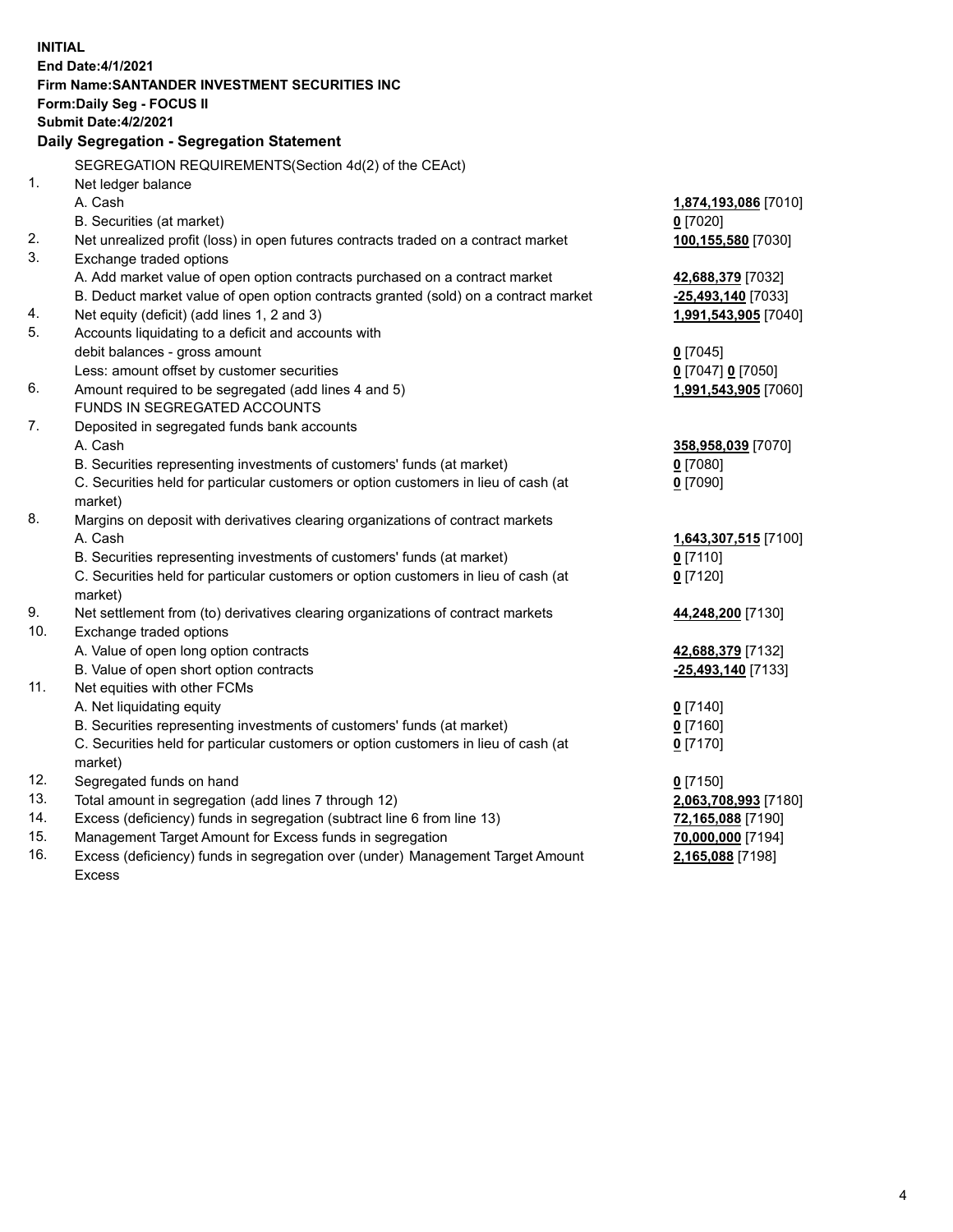**INITIAL**
**End Date:4/1/2021**
**Firm Name:SANTANDER INVESTMENT SECURITIES INC**
**Form:Daily Seg - FOCUS II**
**Submit Date:4/2/2021**

**Daily Segregation - Segregation Statement**

SEGREGATION REQUIREMENTS(Section 4d(2) of the CEAct)

| | | |
|---|---|---|
| 1. | Net ledger balance | |
| | A. Cash | **1,874,193,086** [7010] |
| | B. Securities (at market) | **0** [7020] |
| 2. | Net unrealized profit (loss) in open futures contracts traded on a contract market | **100,155,580** [7030] |
| 3. | Exchange traded options | |
| | A. Add market value of open option contracts purchased on a contract market | **42,688,379** [7032] |
| | B. Deduct market value of open option contracts granted (sold) on a contract market | **-25,493,140** [7033] |
| 4. | Net equity (deficit) (add lines 1, 2 and 3) | **1,991,543,905** [7040] |
| 5. | Accounts liquidating to a deficit and accounts with debit balances - gross amount | **0** [7045] |
| | Less: amount offset by customer securities | **0** [7047] **0** [7050] |
| 6. | Amount required to be segregated (add lines 4 and 5) | **1,991,543,905** [7060] |
| | FUNDS IN SEGREGATED ACCOUNTS | |
| 7. | Deposited in segregated funds bank accounts | |
| | A. Cash | **358,958,039** [7070] |
| | B. Securities representing investments of customers' funds (at market) | **0** [7080] |
| | C. Securities held for particular customers or option customers in lieu of cash (at market) | **0** [7090] |
| 8. | Margins on deposit with derivatives clearing organizations of contract markets | |
| | A. Cash | **1,643,307,515** [7100] |
| | B. Securities representing investments of customers' funds (at market) | **0** [7110] |
| | C. Securities held for particular customers or option customers in lieu of cash (at market) | **0** [7120] |
| 9. | Net settlement from (to) derivatives clearing organizations of contract markets | **44,248,200** [7130] |
| 10. | Exchange traded options | |
| | A. Value of open long option contracts | **42,688,379** [7132] |
| | B. Value of open short option contracts | **-25,493,140** [7133] |
| 11. | Net equities with other FCMs | |
| | A. Net liquidating equity | **0** [7140] |
| | B. Securities representing investments of customers' funds (at market) | **0** [7160] |
| | C. Securities held for particular customers or option customers in lieu of cash (at market) | **0** [7170] |
| 12. | Segregated funds on hand | **0** [7150] |
| 13. | Total amount in segregation (add lines 7 through 12) | **2,063,708,993** [7180] |
| 14. | Excess (deficiency) funds in segregation (subtract line 6 from line 13) | **72,165,088** [7190] |
| 15. | Management Target Amount for Excess funds in segregation | **70,000,000** [7194] |
| 16. | Excess (deficiency) funds in segregation over (under) Management Target Amount Excess | **2,165,088** [7198] |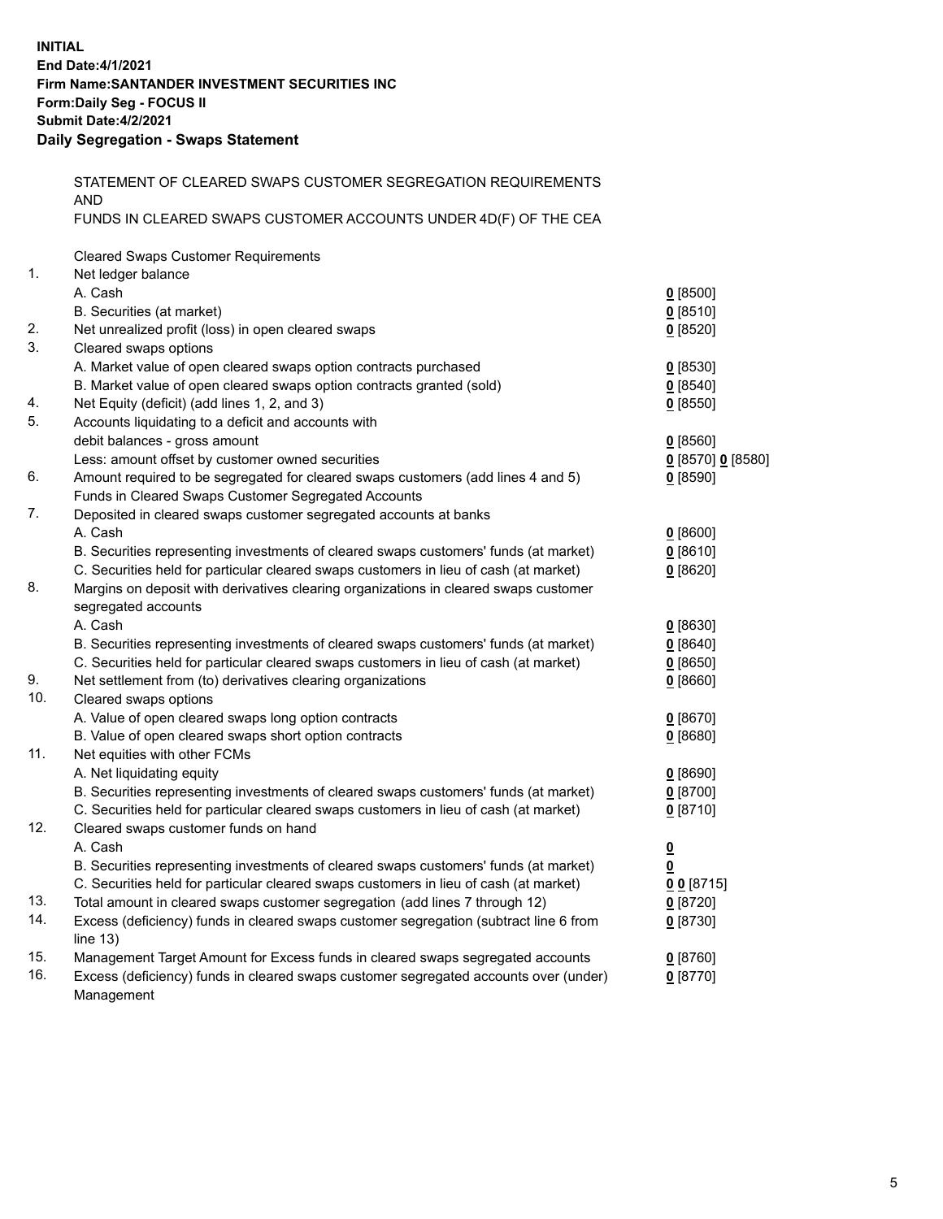**INITIAL**
**End Date:4/1/2021**
**Firm Name:SANTANDER INVESTMENT SECURITIES INC**
**Form:Daily Seg - FOCUS II**
**Submit Date:4/2/2021**
**Daily Segregation - Swaps Statement**

STATEMENT OF CLEARED SWAPS CUSTOMER SEGREGATION REQUIREMENTS AND FUNDS IN CLEARED SWAPS CUSTOMER ACCOUNTS UNDER 4D(F) OF THE CEA

| | | |
|---|---|---|
| | Cleared Swaps Customer Requirements | |
| 1. | Net ledger balance | |
| | A. Cash | 0 [8500] |
| | B. Securities (at market) | 0 [8510] |
| 2. | Net unrealized profit (loss) in open cleared swaps | 0 [8520] |
| 3. | Cleared swaps options | |
| | A. Market value of open cleared swaps option contracts purchased | 0 [8530] |
| | B. Market value of open cleared swaps option contracts granted (sold) | 0 [8540] |
| 4. | Net Equity (deficit) (add lines 1, 2, and 3) | 0 [8550] |
| 5. | Accounts liquidating to a deficit and accounts with debit balances - gross amount | 0 [8560] |
| | Less: amount offset by customer owned securities | 0 [8570] 0 [8580] |
| 6. | Amount required to be segregated for cleared swaps customers (add lines 4 and 5) | 0 [8590] |
| | Funds in Cleared Swaps Customer Segregated Accounts | |
| 7. | Deposited in cleared swaps customer segregated accounts at banks | |
| | A. Cash | 0 [8600] |
| | B. Securities representing investments of cleared swaps customers' funds (at market) | 0 [8610] |
| | C. Securities held for particular cleared swaps customers in lieu of cash (at market) | 0 [8620] |
| 8. | Margins on deposit with derivatives clearing organizations in cleared swaps customer segregated accounts | |
| | A. Cash | 0 [8630] |
| | B. Securities representing investments of cleared swaps customers' funds (at market) | 0 [8640] |
| | C. Securities held for particular cleared swaps customers in lieu of cash (at market) | 0 [8650] |
| 9. | Net settlement from (to) derivatives clearing organizations | 0 [8660] |
| 10. | Cleared swaps options | |
| | A. Value of open cleared swaps long option contracts | 0 [8670] |
| | B. Value of open cleared swaps short option contracts | 0 [8680] |
| 11. | Net equities with other FCMs | |
| | A. Net liquidating equity | 0 [8690] |
| | B. Securities representing investments of cleared swaps customers' funds (at market) | 0 [8700] |
| | C. Securities held for particular cleared swaps customers in lieu of cash (at market) | 0 [8710] |
| 12. | Cleared swaps customer funds on hand | |
| | A. Cash | 0 |
| | B. Securities representing investments of cleared swaps customers' funds (at market) | 0 |
| | C. Securities held for particular cleared swaps customers in lieu of cash (at market) | 0 0 [8715] |
| 13. | Total amount in cleared swaps customer segregation (add lines 7 through 12) | 0 [8720] |
| 14. | Excess (deficiency) funds in cleared swaps customer segregation (subtract line 6 from line 13) | 0 [8730] |
| 15. | Management Target Amount for Excess funds in cleared swaps segregated accounts | 0 [8760] |
| 16. | Excess (deficiency) funds in cleared swaps customer segregated accounts over (under) Management | 0 [8770] |